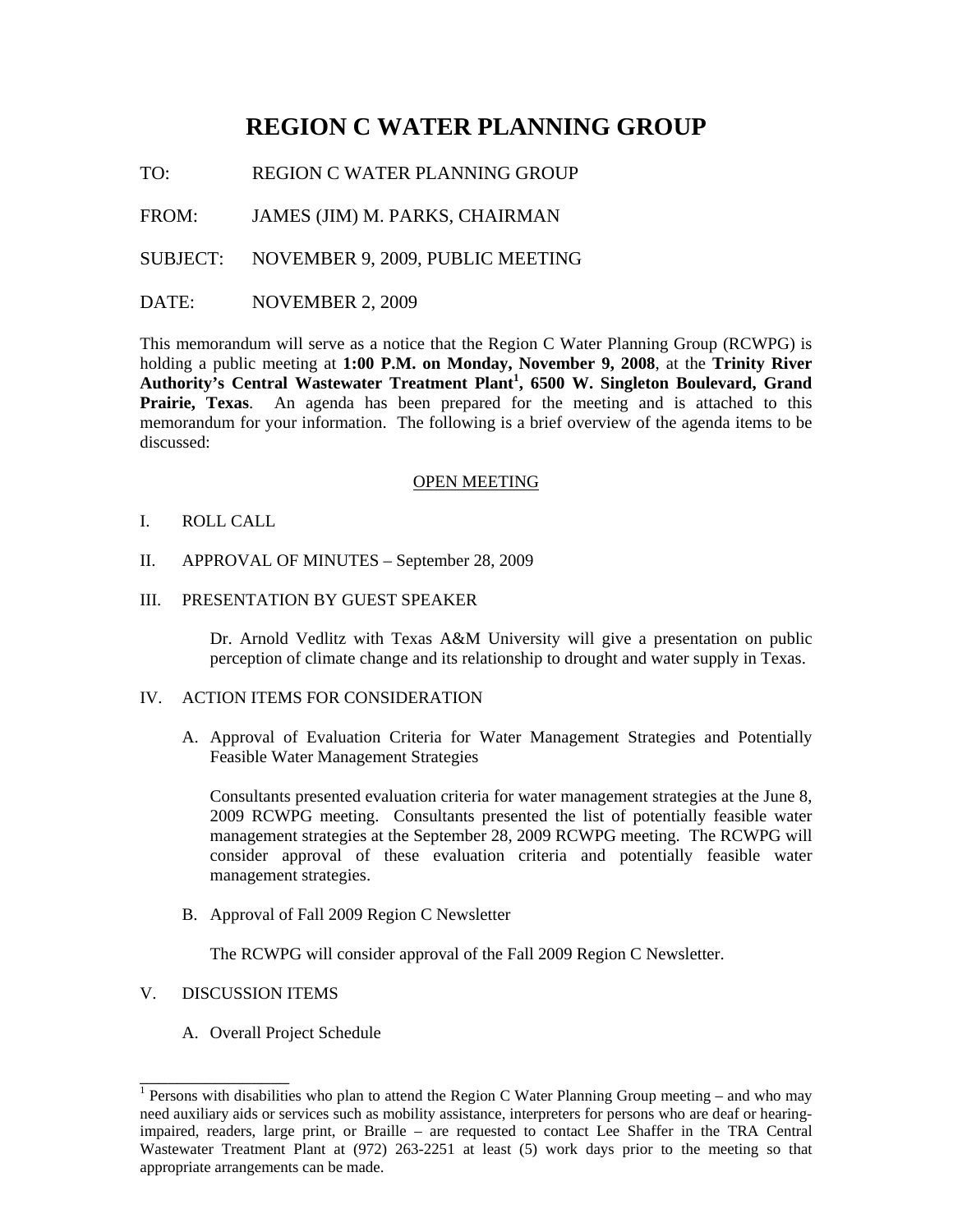# REGION C WATER PLANNING GROUP

TO: REGION C WATER PLANNING GROUP

FROM: JAMES (JIM) M. PARKS, CHAIRMAN

SUBJECT: NOVEMBER 9, 2009, PUBLIC MEETING

DATE: NOVEMBER 2, 2009

This memorandum will serve as a notice that the Region C Water Planning Group (RCWPG) is holding a public meeting at **1:00 P.M. on Monday, November 9, 2008**, at the **Trinity River Authority's Central Wastewater Treatment Plant[1], 6500 W. Singleton Boulevard, Grand Prairie, Texas**. An agenda has been prepared for the meeting and is attached to this memorandum for your information. The following is a brief overview of the agenda items to be discussed:

OPEN MEETING

I. ROLL CALL

II. APPROVAL OF MINUTES – September 28, 2009

III. PRESENTATION BY GUEST SPEAKER

Dr. Arnold Vedlitz with Texas A&M University will give a presentation on public perception of climate change and its relationship to drought and water supply in Texas.

IV. ACTION ITEMS FOR CONSIDERATION

A. Approval of Evaluation Criteria for Water Management Strategies and Potentially Feasible Water Management Strategies

Consultants presented evaluation criteria for water management strategies at the June 8, 2009 RCWPG meeting. Consultants presented the list of potentially feasible water management strategies at the September 28, 2009 RCWPG meeting. The RCWPG will consider approval of these evaluation criteria and potentially feasible water management strategies.

B. Approval of Fall 2009 Region C Newsletter

The RCWPG will consider approval of the Fall 2009 Region C Newsletter.

V. DISCUSSION ITEMS

A. Overall Project Schedule

[1] Persons with disabilities who plan to attend the Region C Water Planning Group meeting – and who may need auxiliary aids or services such as mobility assistance, interpreters for persons who are deaf or hearing-impaired, readers, large print, or Braille – are requested to contact Lee Shaffer in the TRA Central Wastewater Treatment Plant at (972) 263-2251 at least (5) work days prior to the meeting so that appropriate arrangements can be made.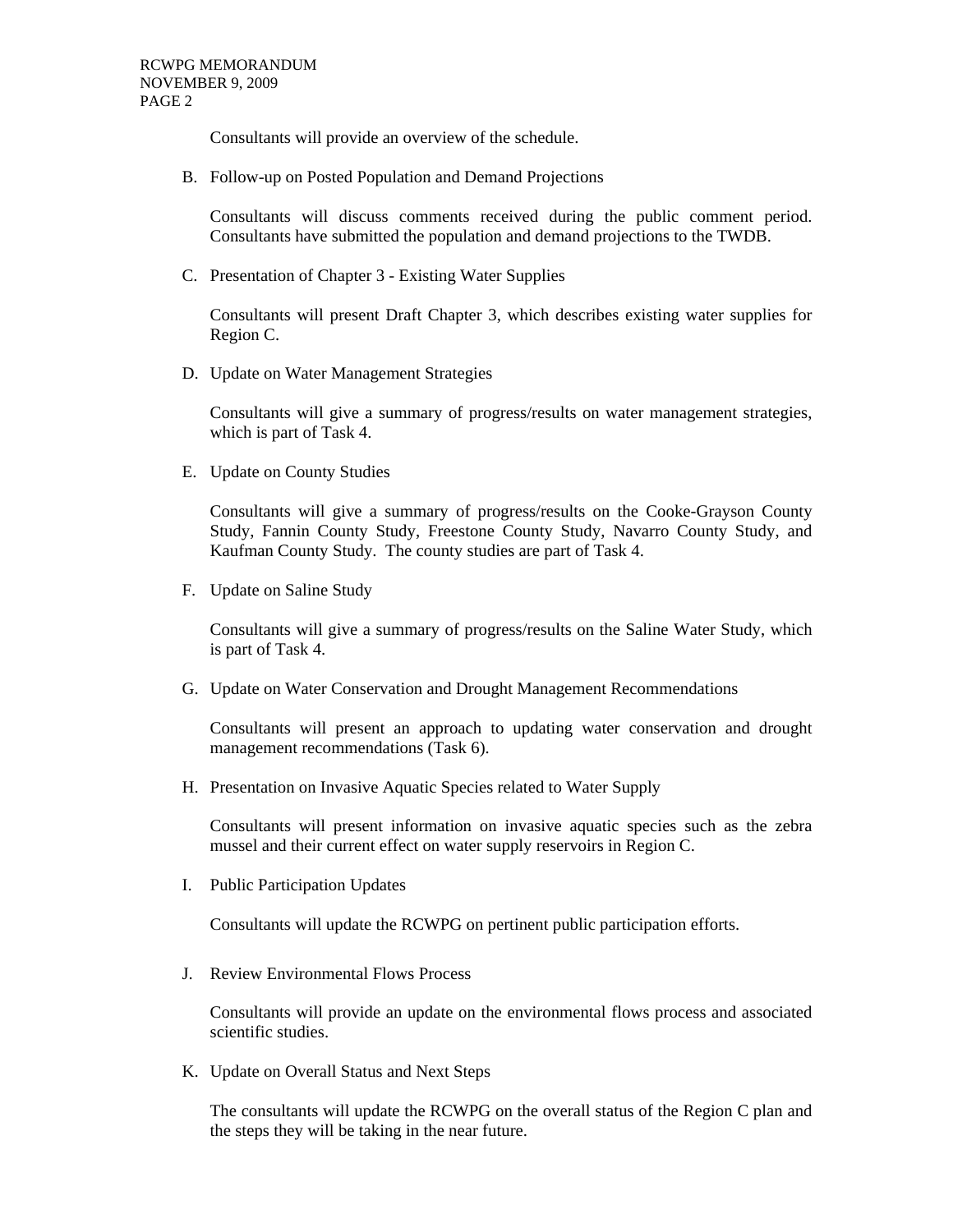Consultants will provide an overview of the schedule.

B. Follow-up on Posted Population and Demand Projections

   Consultants will discuss comments received during the public comment period. Consultants have submitted the population and demand projections to the TWDB.

C. Presentation of Chapter 3 - Existing Water Supplies

   Consultants will present Draft Chapter 3, which describes existing water supplies for Region C.

D. Update on Water Management Strategies

   Consultants will give a summary of progress/results on water management strategies, which is part of Task 4.

E. Update on County Studies

   Consultants will give a summary of progress/results on the Cooke-Grayson County Study, Fannin County Study, Freestone County Study, Navarro County Study, and Kaufman County Study. The county studies are part of Task 4.

F. Update on Saline Study

   Consultants will give a summary of progress/results on the Saline Water Study, which is part of Task 4.

G. Update on Water Conservation and Drought Management Recommendations

   Consultants will present an approach to updating water conservation and drought management recommendations (Task 6).

H. Presentation on Invasive Aquatic Species related to Water Supply

   Consultants will present information on invasive aquatic species such as the zebra mussel and their current effect on water supply reservoirs in Region C.

I. Public Participation Updates

   Consultants will update the RCWPG on pertinent public participation efforts.

J. Review Environmental Flows Process

   Consultants will provide an update on the environmental flows process and associated scientific studies.

K. Update on Overall Status and Next Steps

   The consultants will update the RCWPG on the overall status of the Region C plan and the steps they will be taking in the near future.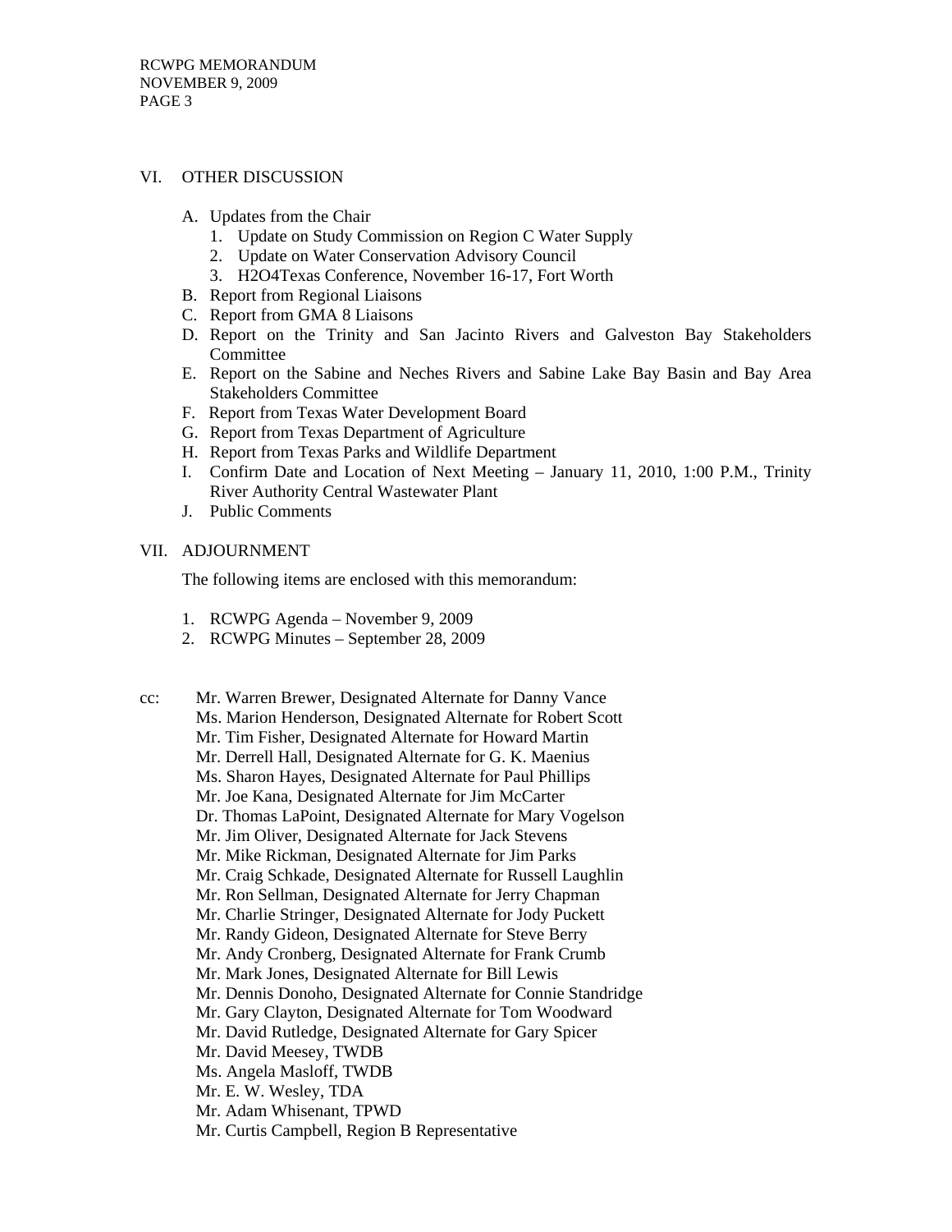## VI. OTHER DISCUSSION

A. Updates from the Chair
   1. Update on Study Commission on Region C Water Supply
   2. Update on Water Conservation Advisory Council
   3. H2O4Texas Conference, November 16-17, Fort Worth

B. Report from Regional Liaisons

C. Report from GMA 8 Liaisons

D. Report on the Trinity and San Jacinto Rivers and Galveston Bay Stakeholders Committee

E. Report on the Sabine and Neches Rivers and Sabine Lake Bay Basin and Bay Area Stakeholders Committee

F. Report from Texas Water Development Board

G. Report from Texas Department of Agriculture

H. Report from Texas Parks and Wildlife Department

I. Confirm Date and Location of Next Meeting – January 11, 2010, 1:00 P.M., Trinity River Authority Central Wastewater Plant

J. Public Comments

## VII. ADJOURNMENT

The following items are enclosed with this memorandum:

1. RCWPG Agenda – November 9, 2009
2. RCWPG Minutes – September 28, 2009

cc:
Mr. Warren Brewer, Designated Alternate for Danny Vance
Ms. Marion Henderson, Designated Alternate for Robert Scott
Mr. Tim Fisher, Designated Alternate for Howard Martin
Mr. Derrell Hall, Designated Alternate for G. K. Maenius
Ms. Sharon Hayes, Designated Alternate for Paul Phillips
Mr. Joe Kana, Designated Alternate for Jim McCarter
Dr. Thomas LaPoint, Designated Alternate for Mary Vogelson
Mr. Jim Oliver, Designated Alternate for Jack Stevens
Mr. Mike Rickman, Designated Alternate for Jim Parks
Mr. Craig Schkade, Designated Alternate for Russell Laughlin
Mr. Ron Sellman, Designated Alternate for Jerry Chapman
Mr. Charlie Stringer, Designated Alternate for Jody Puckett
Mr. Randy Gideon, Designated Alternate for Steve Berry
Mr. Andy Cronberg, Designated Alternate for Frank Crumb
Mr. Mark Jones, Designated Alternate for Bill Lewis
Mr. Dennis Donoho, Designated Alternate for Connie Standridge
Mr. Gary Clayton, Designated Alternate for Tom Woodward
Mr. David Rutledge, Designated Alternate for Gary Spicer
Mr. David Meesey, TWDB
Ms. Angela Masloff, TWDB
Mr. E. W. Wesley, TDA
Mr. Adam Whisenant, TPWD
Mr. Curtis Campbell, Region B Representative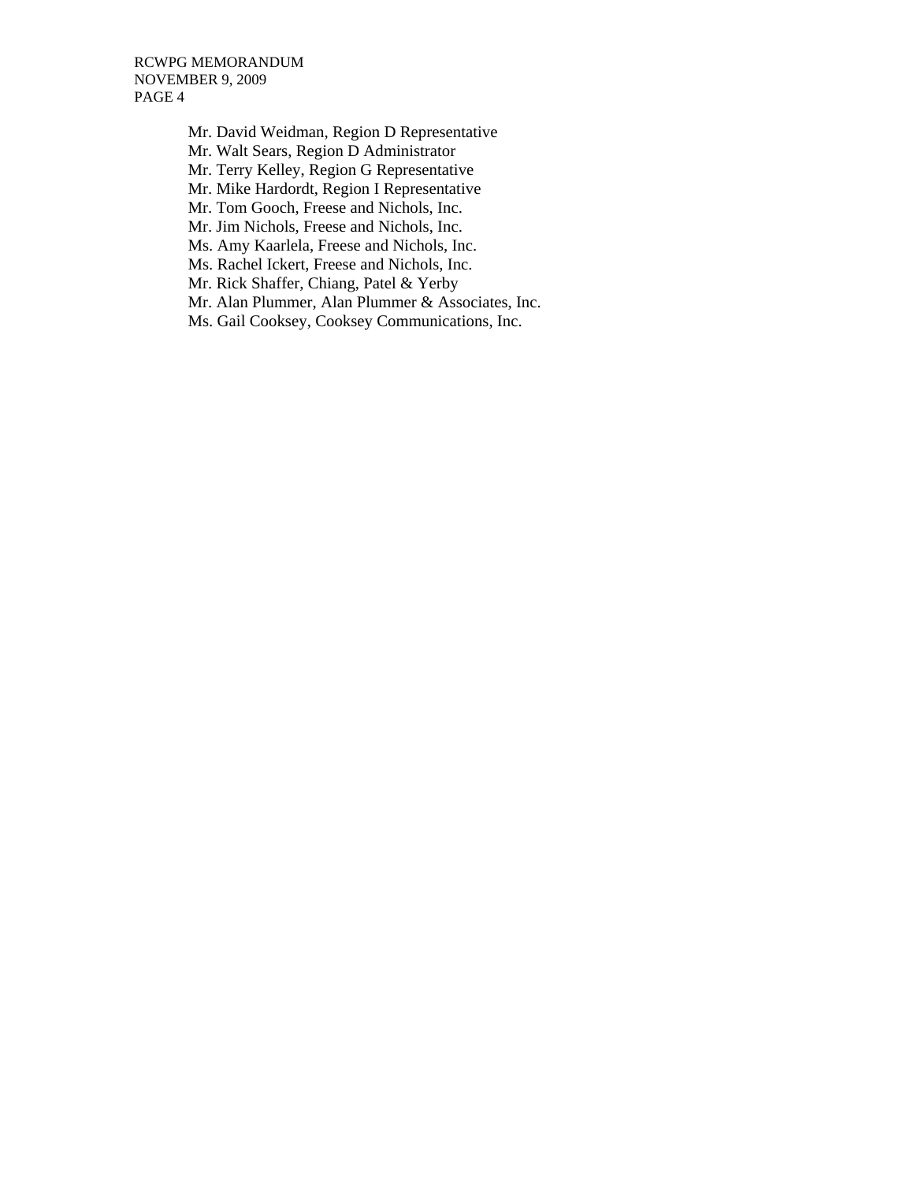Mr. David Weidman, Region D Representative
Mr. Walt Sears, Region D Administrator
Mr. Terry Kelley, Region G Representative
Mr. Mike Hardordt, Region I Representative
Mr. Tom Gooch, Freese and Nichols, Inc.
Mr. Jim Nichols, Freese and Nichols, Inc.
Ms. Amy Kaarlela, Freese and Nichols, Inc.
Ms. Rachel Ickert, Freese and Nichols, Inc.
Mr. Rick Shaffer, Chiang, Patel & Yerby
Mr. Alan Plummer, Alan Plummer & Associates, Inc.
Ms. Gail Cooksey, Cooksey Communications, Inc.